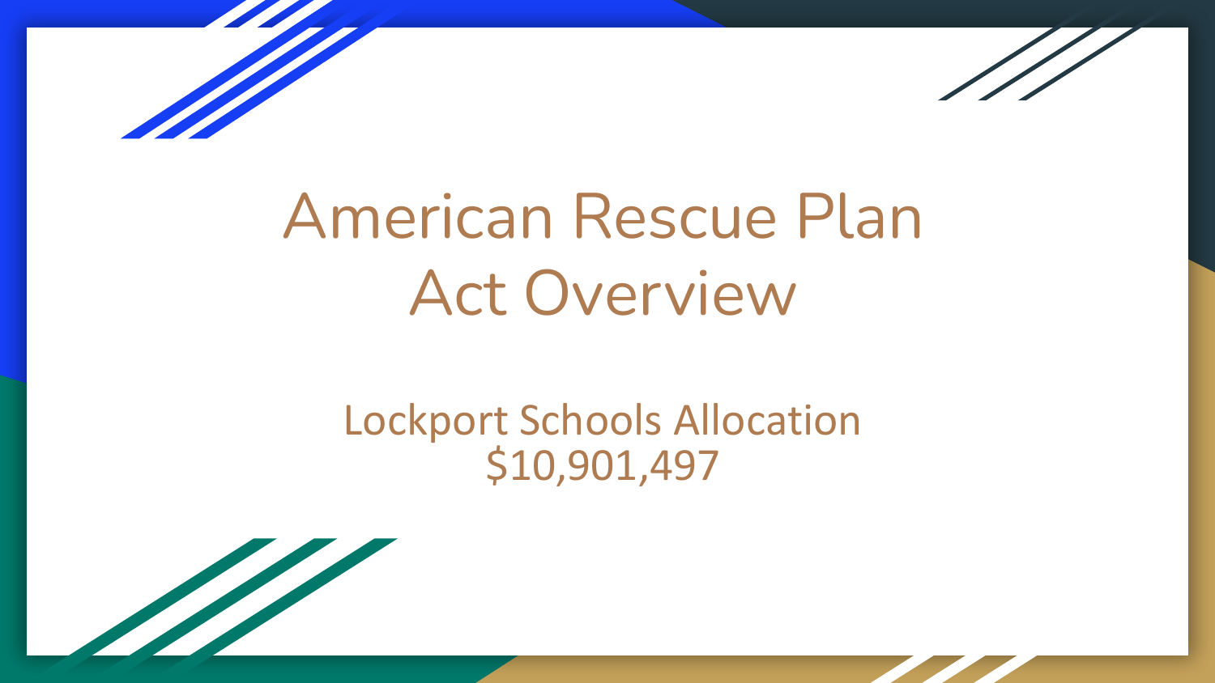# American Rescue Plan Act Overview

## Lockport Schools Allocation
## $10,901,497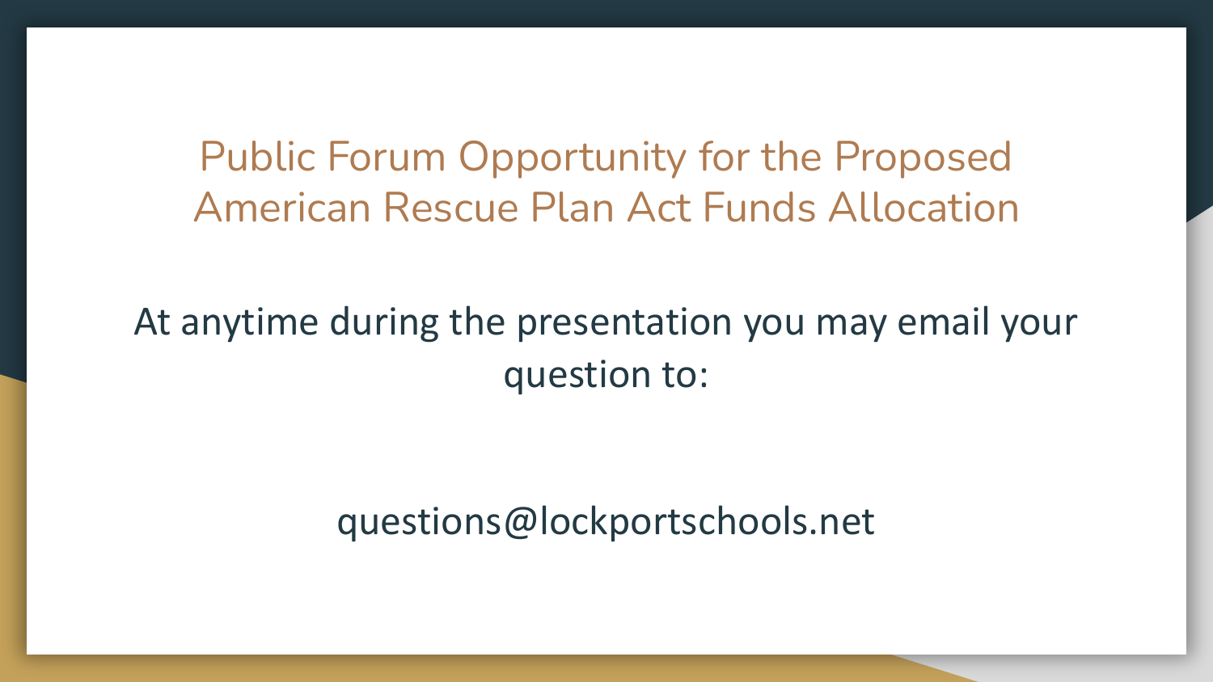# Public Forum Opportunity for the Proposed American Rescue Plan Act Funds Allocation

At anytime during the presentation you may email your question to:

questions@lockportschools.net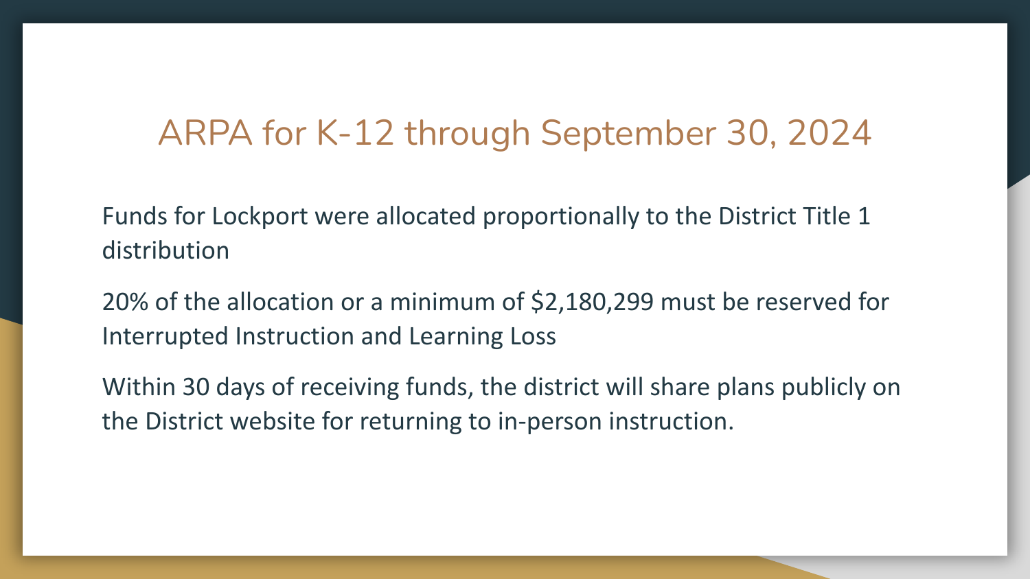# ARPA for K-12 through September 30, 2024

Funds for Lockport were allocated proportionally to the District Title 1 distribution

20% of the allocation or a minimum of $2,180,299 must be reserved for Interrupted Instruction and Learning Loss

Within 30 days of receiving funds, the district will share plans publicly on the District website for returning to in-person instruction.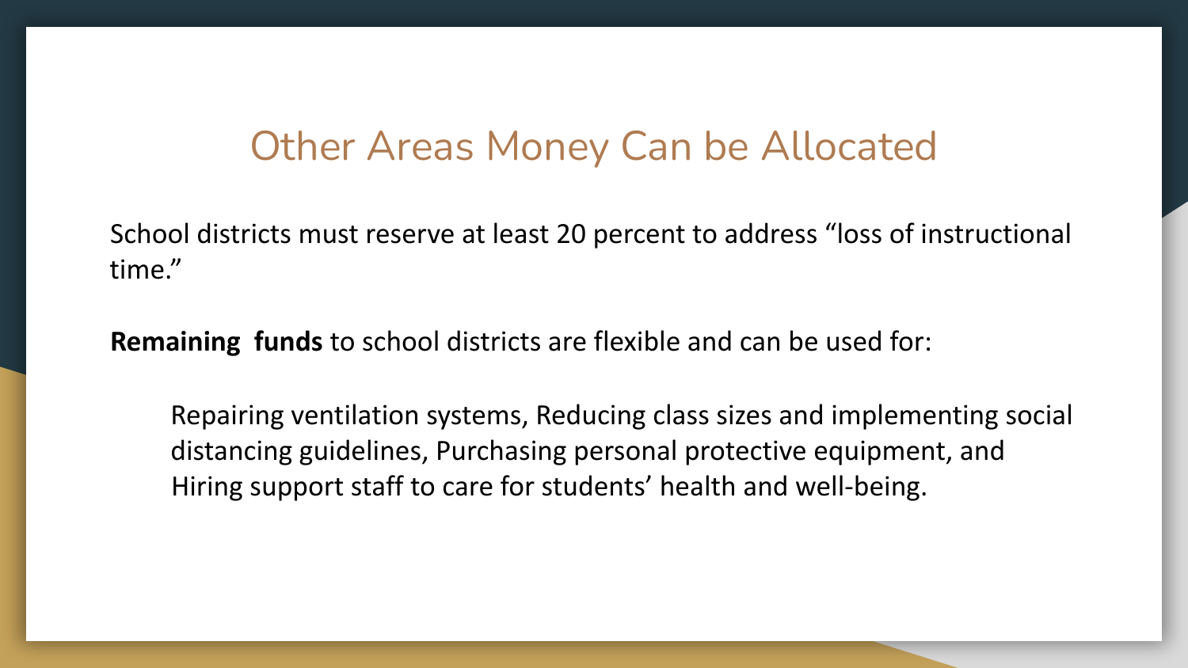# Other Areas Money Can be Allocated

School districts must reserve at least 20 percent to address “loss of instructional time.”

**Remaining funds** to school districts are flexible and can be used for:

> Repairing ventilation systems, Reducing class sizes and implementing social distancing guidelines, Purchasing personal protective equipment, and Hiring support staff to care for students’ health and well-being.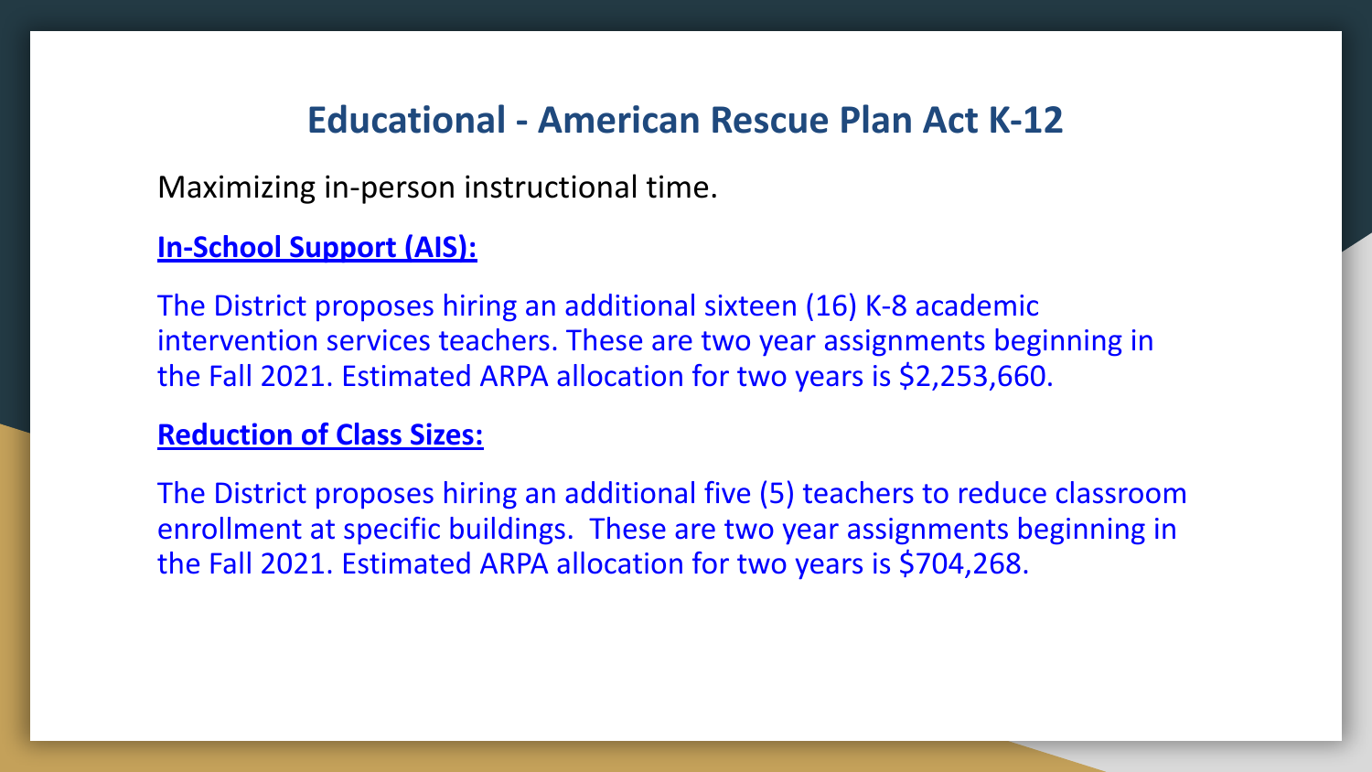## Educational - American Rescue Plan Act K-12

Maximizing in-person instructional time.

**In-School Support (AIS):**

The District proposes hiring an additional sixteen (16) K-8 academic intervention services teachers. These are two year assignments beginning in the Fall 2021. Estimated ARPA allocation for two years is $2,253,660.

**Reduction of Class Sizes:**

The District proposes hiring an additional five (5) teachers to reduce classroom enrollment at specific buildings. These are two year assignments beginning in the Fall 2021. Estimated ARPA allocation for two years is $704,268.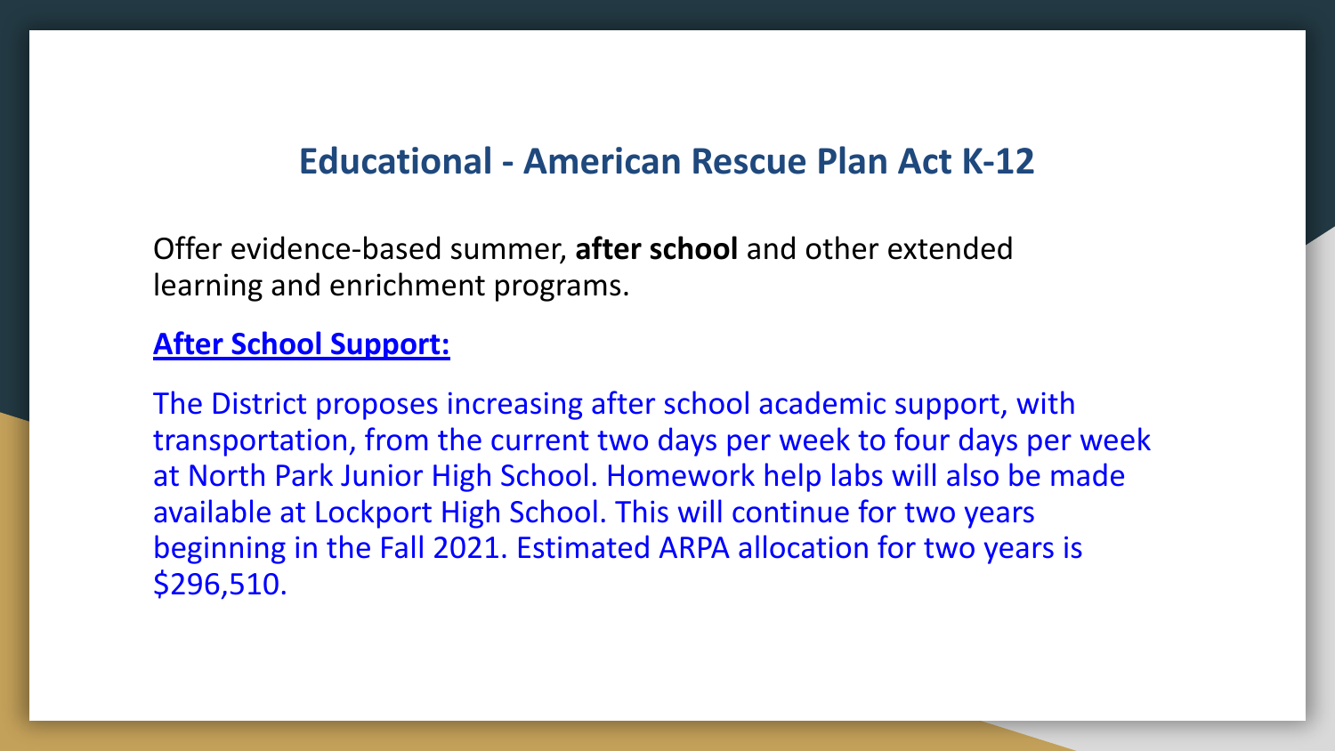## Educational - American Rescue Plan Act K-12

Offer evidence-based summer, **after school** and other extended learning and enrichment programs.

**After School Support:**

The District proposes increasing after school academic support, with transportation, from the current two days per week to four days per week at North Park Junior High School. Homework help labs will also be made available at Lockport High School. This will continue for two years beginning in the Fall 2021. Estimated ARPA allocation for two years is $296,510.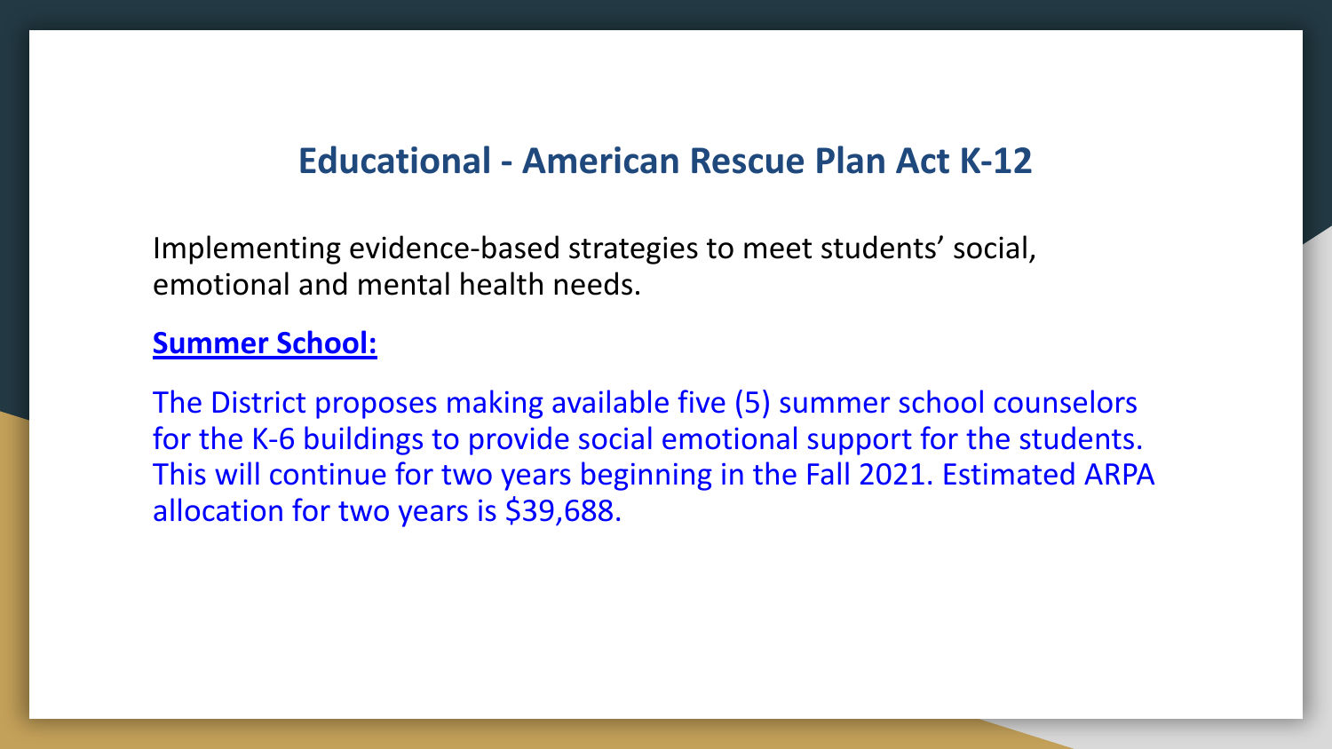## Educational - American Rescue Plan Act K-12

Implementing evidence-based strategies to meet students' social, emotional and mental health needs.

**Summer School:**

The District proposes making available five (5) summer school counselors for the K-6 buildings to provide social emotional support for the students. This will continue for two years beginning in the Fall 2021. Estimated ARPA allocation for two years is $39,688.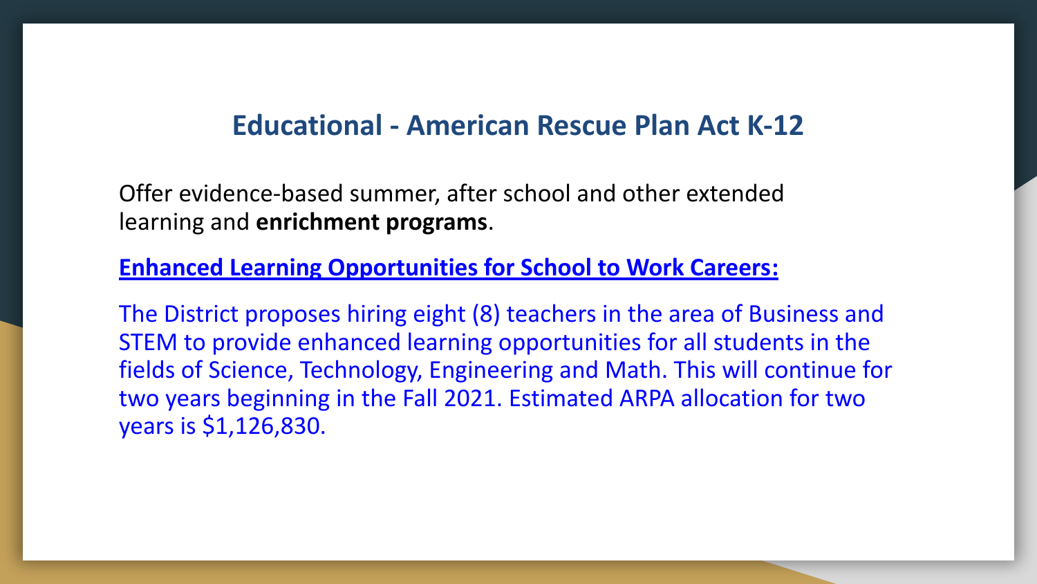## Educational - American Rescue Plan Act K-12

Offer evidence-based summer, after school and other extended learning and **enrichment programs**.

**Enhanced Learning Opportunities for School to Work Careers:**

The District proposes hiring eight (8) teachers in the area of Business and STEM to provide enhanced learning opportunities for all students in the fields of Science, Technology, Engineering and Math. This will continue for two years beginning in the Fall 2021. Estimated ARPA allocation for two years is $1,126,830.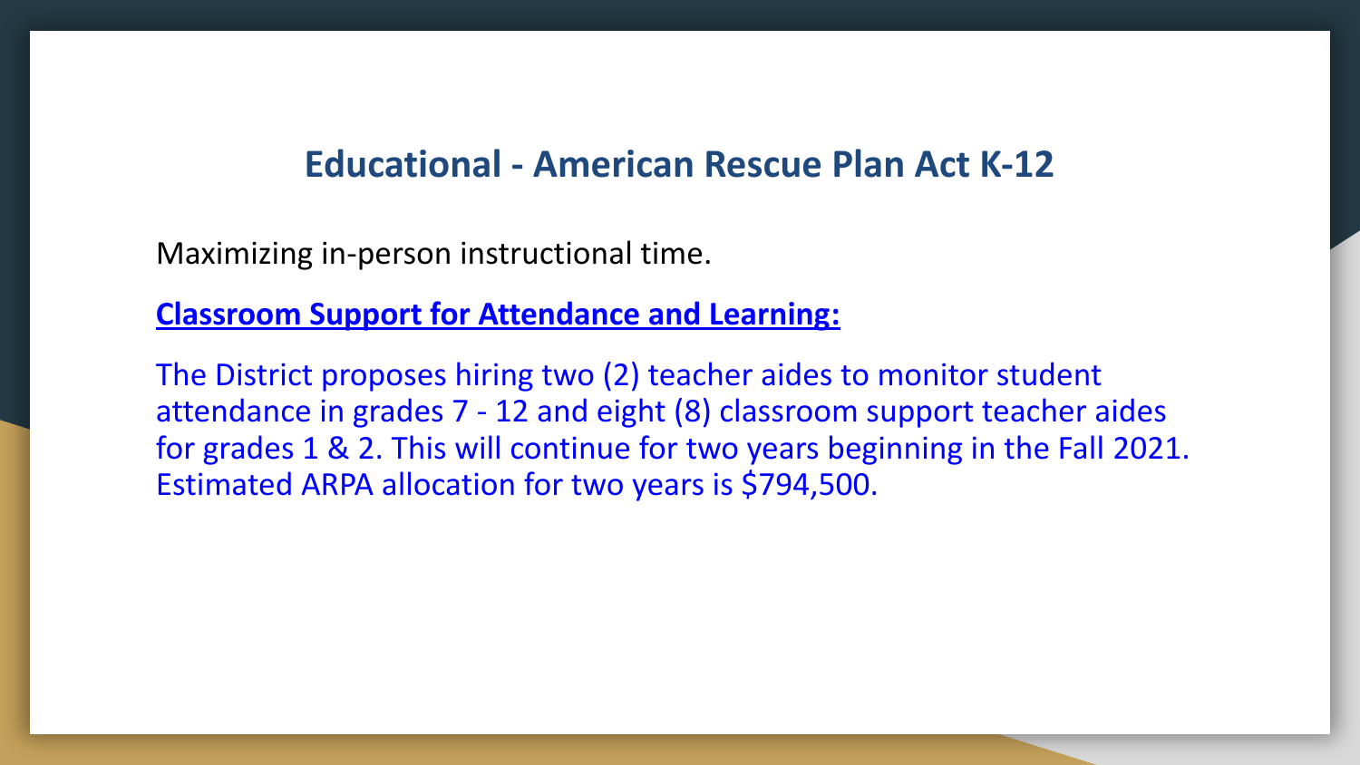## Educational - American Rescue Plan Act K-12

Maximizing in-person instructional time.

**Classroom Support for Attendance and Learning:**

The District proposes hiring two (2) teacher aides to monitor student attendance in grades 7 - 12 and eight (8) classroom support teacher aides for grades 1 & 2. This will continue for two years beginning in the Fall 2021. Estimated ARPA allocation for two years is $794,500.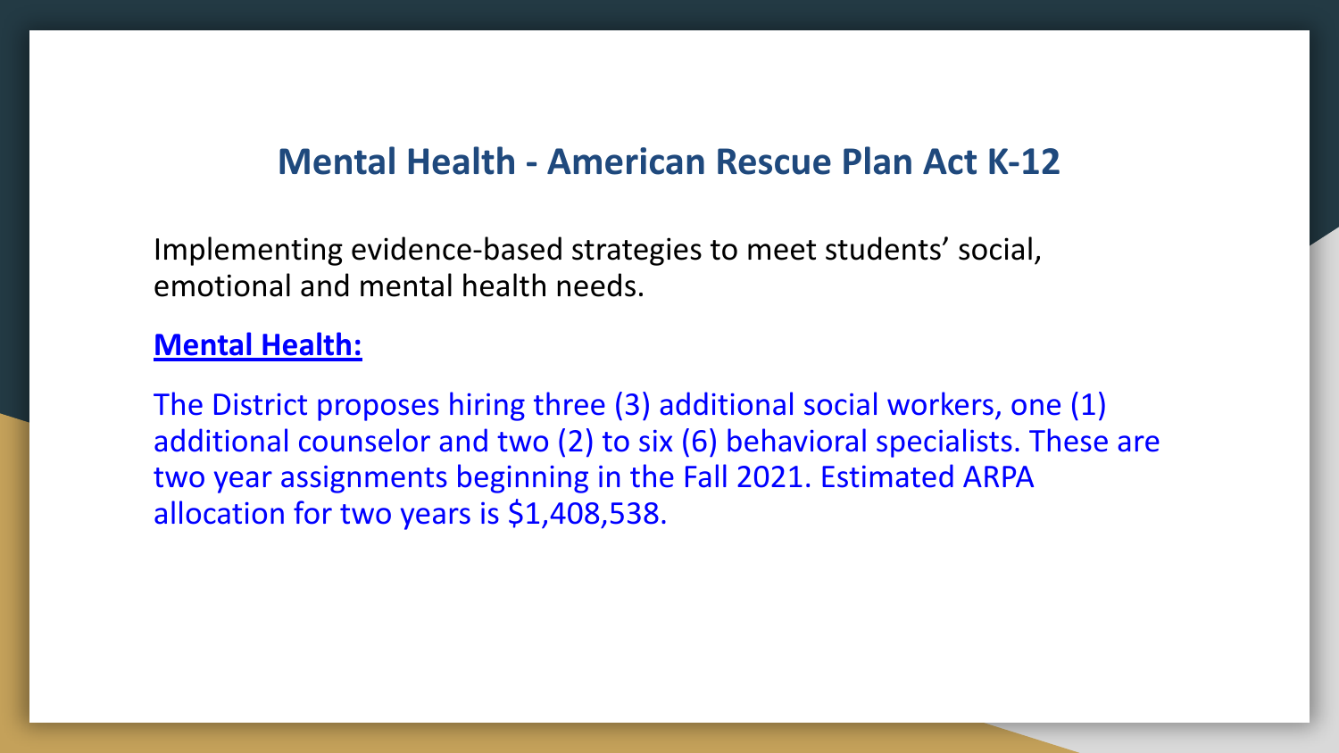## Mental Health - American Rescue Plan Act K-12

Implementing evidence-based strategies to meet students' social, emotional and mental health needs.

**Mental Health:**

The District proposes hiring three (3) additional social workers, one (1) additional counselor and two (2) to six (6) behavioral specialists. These are two year assignments beginning in the Fall 2021. Estimated ARPA allocation for two years is $1,408,538.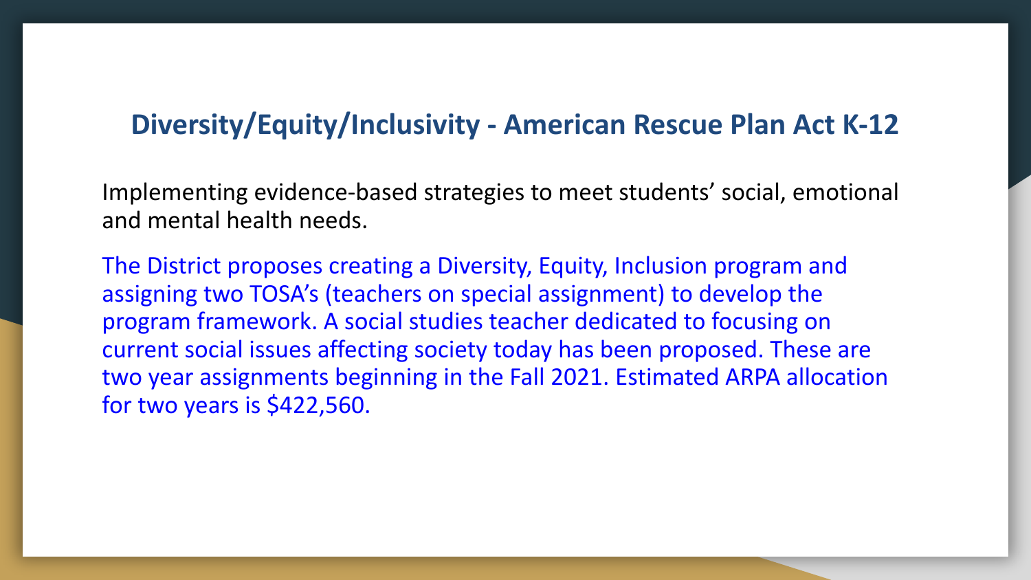## Diversity/Equity/Inclusivity - American Rescue Plan Act K-12

Implementing evidence-based strategies to meet students' social, emotional and mental health needs.

The District proposes creating a Diversity, Equity, Inclusion program and assigning two TOSA's (teachers on special assignment) to develop the program framework. A social studies teacher dedicated to focusing on current social issues affecting society today has been proposed. These are two year assignments beginning in the Fall 2021. Estimated ARPA allocation for two years is $422,560.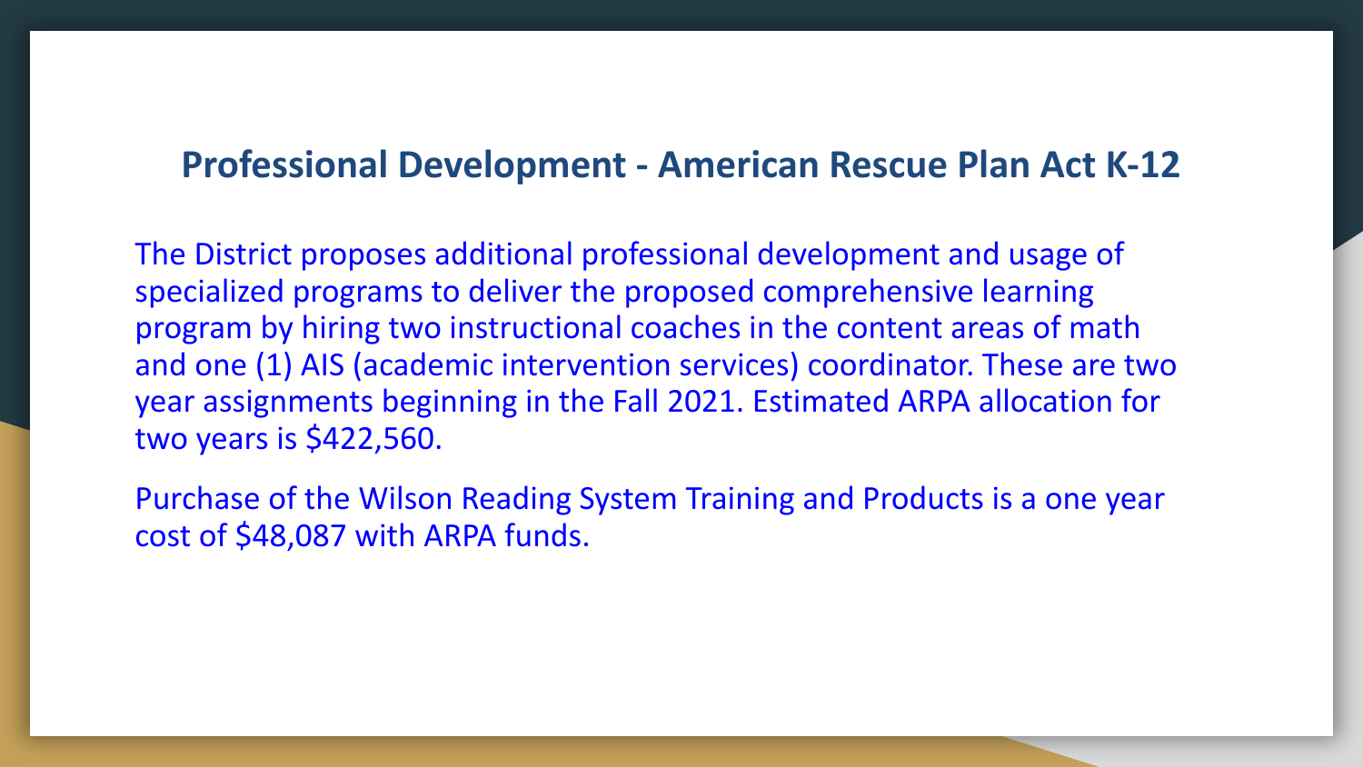## Professional Development - American Rescue Plan Act K-12

The District proposes additional professional development and usage of specialized programs to deliver the proposed comprehensive learning program by hiring two instructional coaches in the content areas of math and one (1) AIS (academic intervention services) coordinator. These are two year assignments beginning in the Fall 2021. Estimated ARPA allocation for two years is $422,560.

Purchase of the Wilson Reading System Training and Products is a one year cost of $48,087 with ARPA funds.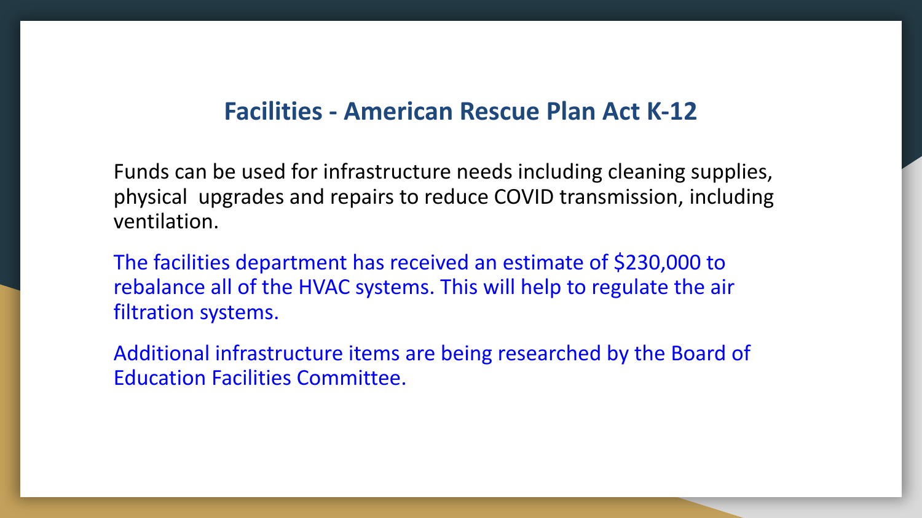## Facilities - American Rescue Plan Act K-12

Funds can be used for infrastructure needs including cleaning supplies, physical upgrades and repairs to reduce COVID transmission, including ventilation.

The facilities department has received an estimate of $230,000 to rebalance all of the HVAC systems. This will help to regulate the air filtration systems.

Additional infrastructure items are being researched by the Board of Education Facilities Committee.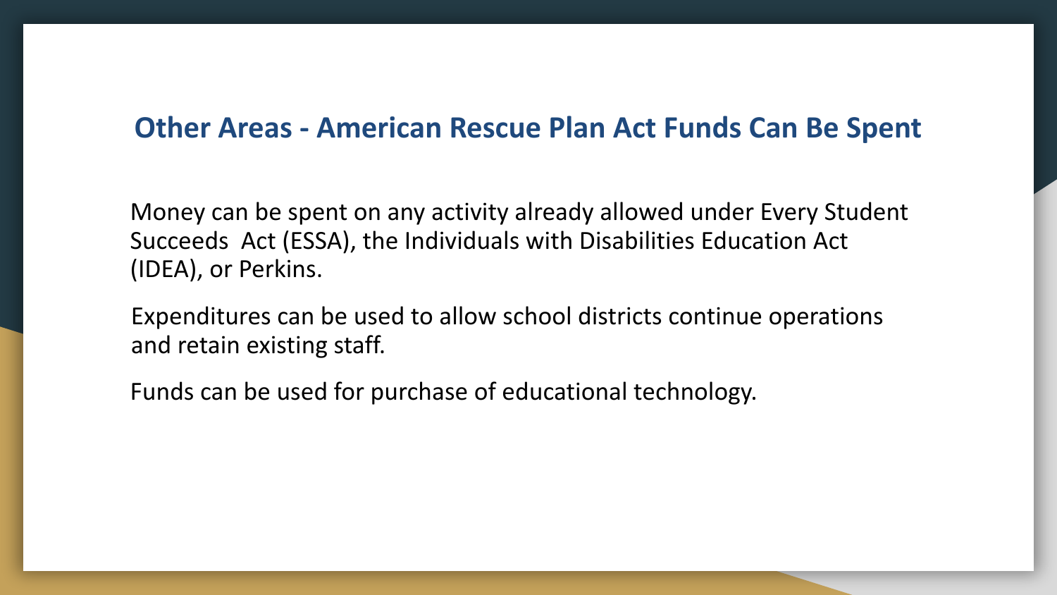## Other Areas - American Rescue Plan Act Funds Can Be Spent

Money can be spent on any activity already allowed under Every Student Succeeds Act (ESSA), the Individuals with Disabilities Education Act (IDEA), or Perkins.

Expenditures can be used to allow school districts continue operations and retain existing staff.

Funds can be used for purchase of educational technology.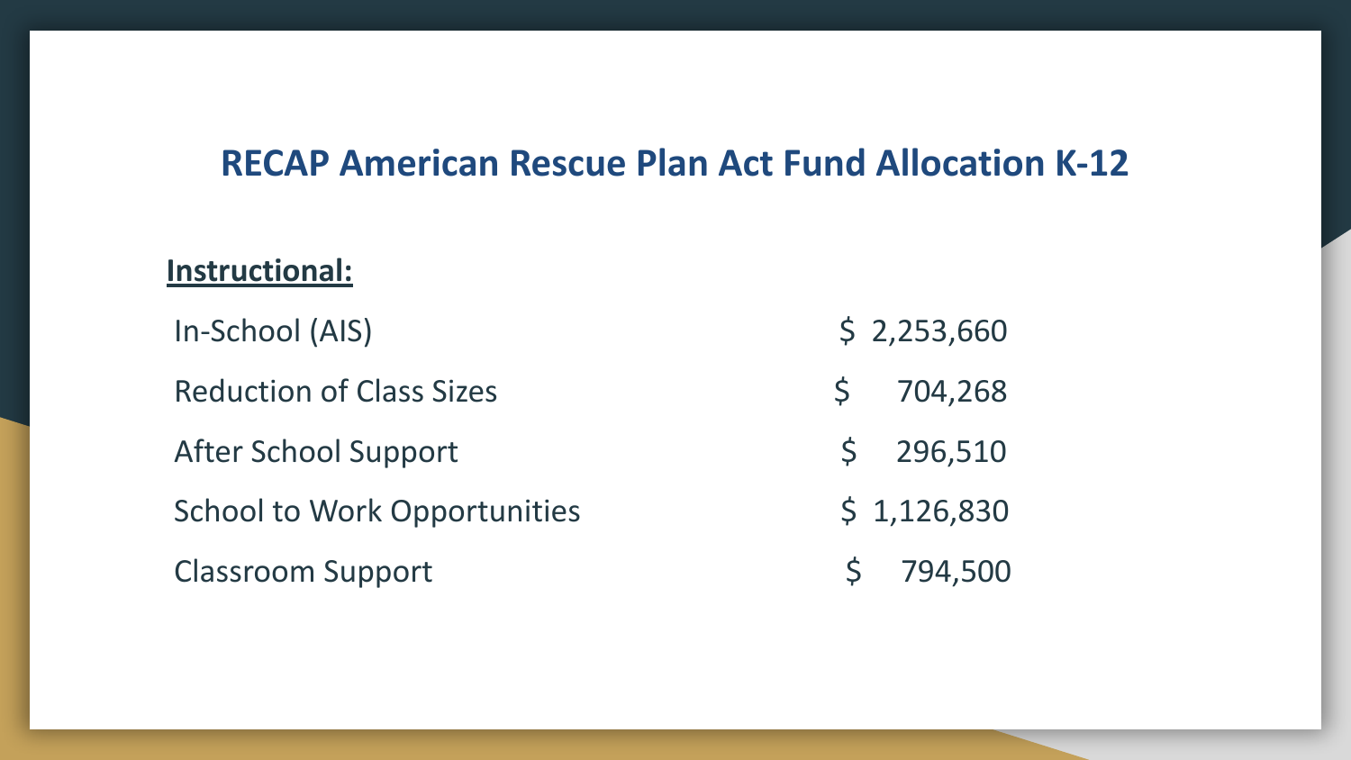# RECAP American Rescue Plan Act Fund Allocation K-12

**Instructional:**

| | |
|---|---|
| In-School (AIS) | $ 2,253,660 |
| Reduction of Class Sizes | $ 704,268 |
| After School Support | $ 296,510 |
| School to Work Opportunities | $ 1,126,830 |
| Classroom Support | $ 794,500 |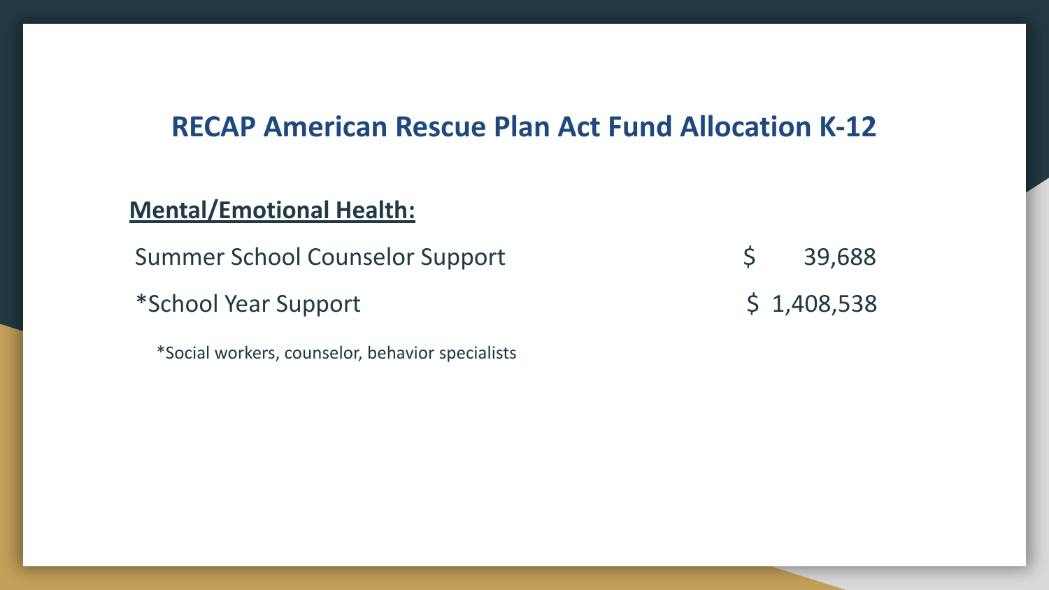# RECAP American Rescue Plan Act Fund Allocation K-12

**Mental/Emotional Health:**

| | |
|---|---|
| Summer School Counselor Support | $ 39,688 |
| *School Year Support | $ 1,408,538 |

*Social workers, counselor, behavior specialists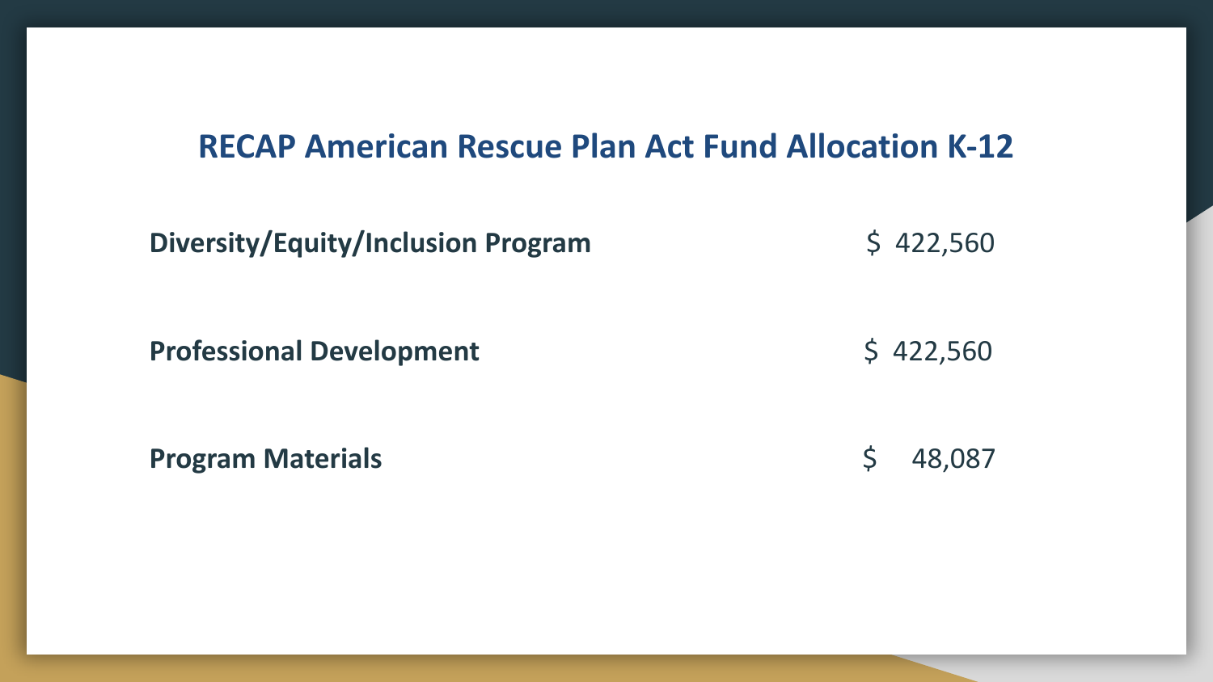## RECAP American Rescue Plan Act Fund Allocation K-12

| | |
|---|---|
| **Diversity/Equity/Inclusion Program** | $ 422,560 |
| **Professional Development** | $ 422,560 |
| **Program Materials** | $ 48,087 |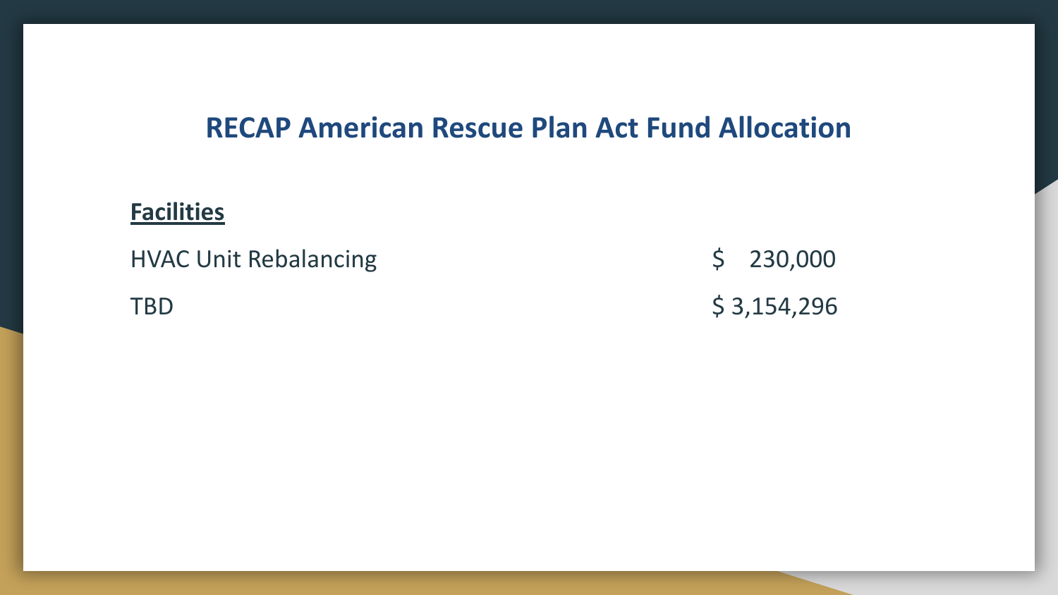# RECAP American Rescue Plan Act Fund Allocation

**Facilities**

| | |
|---|---|
| HVAC Unit Rebalancing | $ 230,000 |
| TBD | $ 3,154,296 |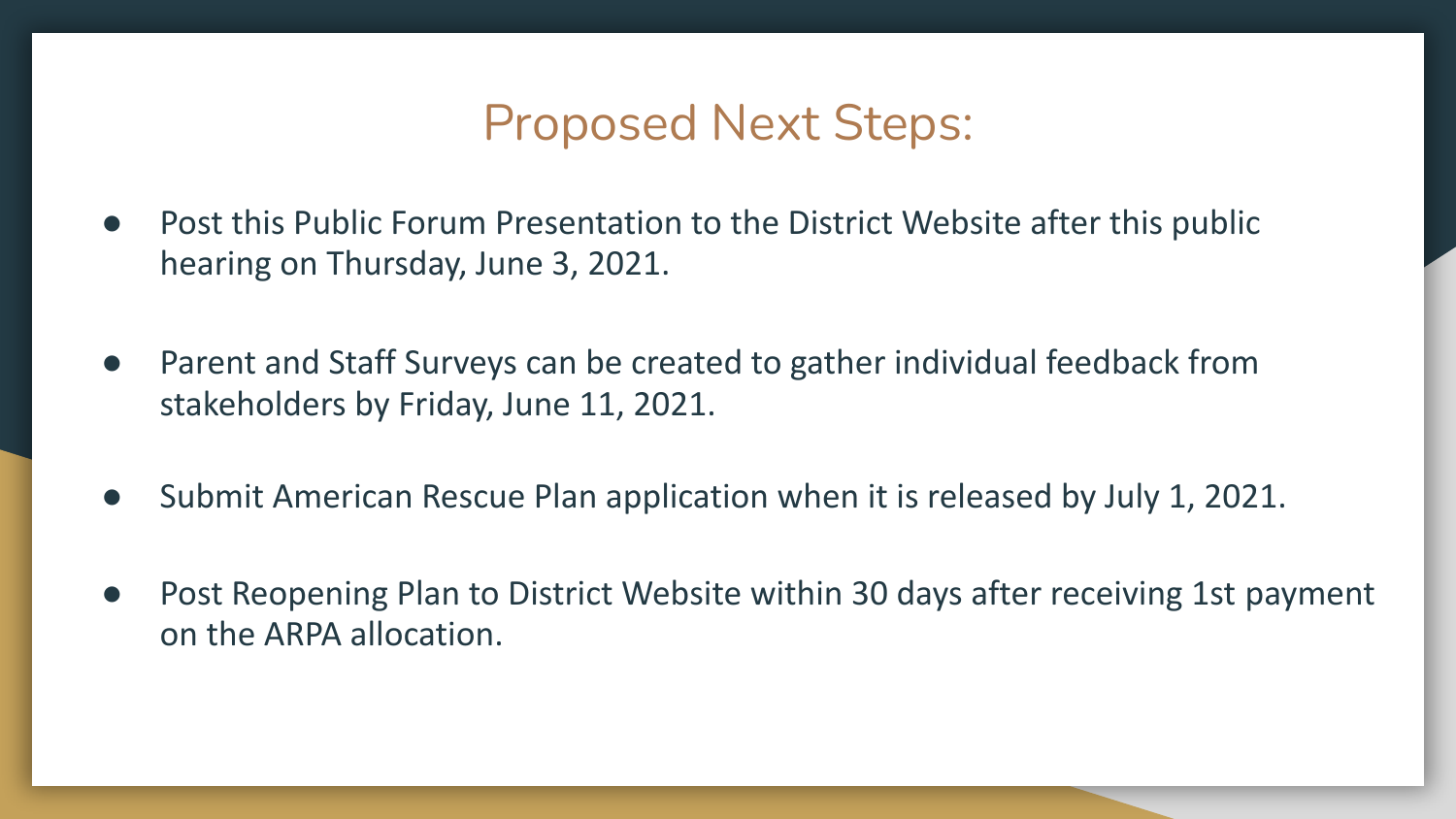# Proposed Next Steps:

- Post this Public Forum Presentation to the District Website after this public hearing on Thursday, June 3, 2021.
- Parent and Staff Surveys can be created to gather individual feedback from stakeholders by Friday, June 11, 2021.
- Submit American Rescue Plan application when it is released by July 1, 2021.
- Post Reopening Plan to District Website within 30 days after receiving 1st payment on the ARPA allocation.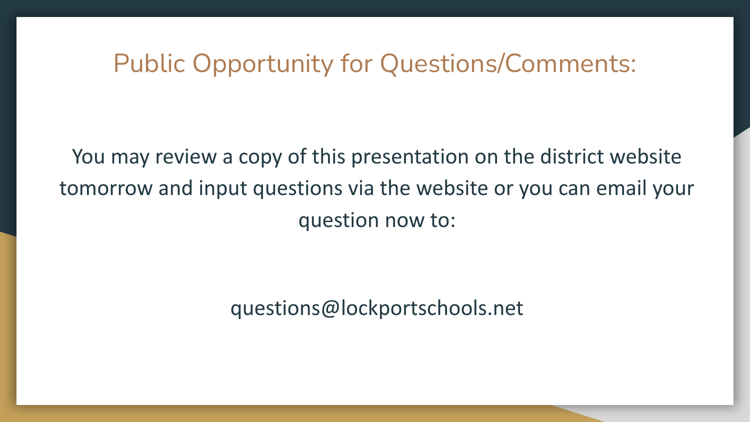# Public Opportunity for Questions/Comments:

You may review a copy of this presentation on the district website tomorrow and input questions via the website or you can email your question now to:

questions@lockportschools.net